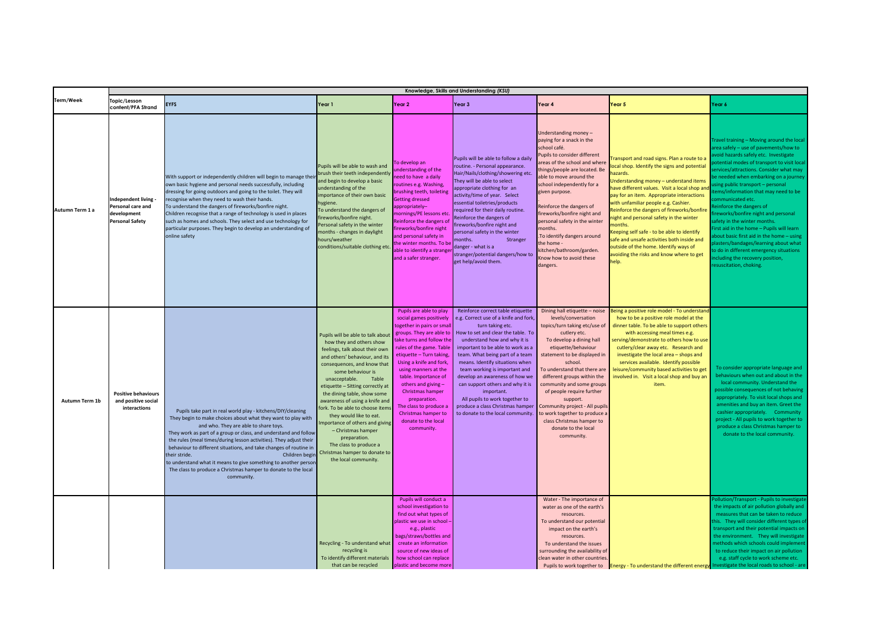| Term/Week | Knowledge, Skills and Understanding *(KSU)* | | | | | | | |
|---|---|---|---|---|---|---|---|---|
| | Topic/Lesson content/PFA Strand | EYFS | Year 1 | Year 2 | Year 3 | Year 4 | Year 5 | Year 6 |
| Autumn Term 1 a | Independent living - Personal care and development Personal Safety | With support or independently children will begin to manage their own basic hygiene and personal needs successfully, including dressing for going outdoors and going to the toilet. They will recognise when they need to wash their hands. To understand the dangers of fireworks/bonfire night. Children recognise that a range of technology is used in places such as homes and schools. They select and use technology for particular purposes. They begin to develop an understanding of online safety | Pupils will be able to wash and brush their teeth independently and begin to develop a basic understanding of the importance of their own basic hygiene. To understand the dangers of fireworks/bonfire night. Personal safety in the winter months - changes in daylight hours/weather conditions/suitable clothing etc. | To develop an understanding of the need to have a daily routines e.g. Washing, brushing teeth, toileting Getting dressed appropriately– mornings/PE lessons etc. Reinforce the dangers of fireworks/bonfire night and personal safety in the winter months. To be able to identify a stranger and a safer stranger. | Pupils will be able to follow a daily routine. - Personal appearance. Hair/Nails/clothing/showering etc. They will be able to select appropriate clothing for an activity/time of year. Select essential toiletries/products required for their daily routine. Reinforce the dangers of fireworks/bonfire night and personal safety in the winter months. Stranger danger - what is a stranger/potential dangers/how to get help/avoid them. | Understanding money – paying for a snack in the school café. Pupils to consider different areas of the school and where things/people are located. Be able to move around the school independently for a given purpose. - Reinforce the dangers of fireworks/bonfire night and personal safety in the winter months. .To identify dangers around the home - kitchen/bathroom/garden. Know how to avoid these dangers. | Transport and road signs. Plan a route to a local shop. Identify the signs and potential hazards. Understanding money – understand items have different values. Visit a local shop and pay for an item. Appropriate interactions with unfamiliar people e.g. Cashier. Reinforce the dangers of fireworks/bonfire night and personal safety in the winter months. Keeping self safe - to be able to identify safe and unsafe activities both inside and outside of the home. Identify ways of avoiding the risks and know where to get help. | Travel training – Moving around the local area safely – use of pavements/how to avoid hazards safely etc. Investigate potential modes of transport to visit local services/attractions. Consider what may be needed when embarking on a journey using public transport – personal items/information that may need to be communicated etc. Reinforce the dangers of fireworks/bonfire night and personal safety in the winter months. First aid in the home – Pupils will learn about basic first aid in the home – using plasters/bandages/learning about what to do in different emergency situations including the recovery position, resuscitation, choking. |
| Autumn Term 1b | Positive behaviours and positive social interactions | Pupils take part in real world play - kitchens/DIY/cleaning They begin to make choices about what they want to play with and who. They are able to share toys. They work as part of a group or class, and understand and follow the rules (meal times/during lesson activities). They adjust their behaviour to different situations, and take changes of routine in their stride. Children begin to understand what it means to give something to another person The class to produce a Christmas hamper to donate to the local community. | Pupils will be able to talk about how they and others show feelings, talk about their own and others' behaviour, and its consequences, and know that some behaviour is unacceptable. Table etiquette – Sitting correctly at the dining table, show some awareness of using a knife and fork. To be able to choose items they would like to eat. Importance of others and giving – Christmas hamper preparation. The class to produce a Christmas hamper to donate to the local community. | Pupils are able to play social games positively together in pairs or small groups. They are able to take turns and follow the rules of the game. Table etiquette – Turn taking, Using a knife and fork, using manners at the table. Importance of others and giving – Christmas hamper preparation. The class to produce a Christmas hamper to donate to the local community. | Reinforce correct table etiquette e.g. Correct use of a knife and fork, turn taking etc. How to set and clear the table. To understand how and why it is important to be able to work as a team. What being part of a team means. Identify situations when team working is important and develop an awareness of how we can support others and why it is important. All pupils to work together to produce a class Christmas hamper to donate to the local community. | Dining hall etiquette – noise levels/conversation topics/turn taking etc/use of cutlery etc. To develop a dining hall etiquette/behaviour statement to be displayed in school. To understand that there are different groups within the community and some groups of people require further support. Community project - All pupils to work together to produce a class Christmas hamper to donate to the local community. | Being a positive role model - To understand how to be a positive role model at the dinner table. To be able to support others with accessing meal times e.g. serving/demonstrate to others how to use cutlery/clear away etc. Research and investigate the local area – shops and services available. Identify possible leisure/community based activities to get involved in. Visit a local shop and buy an item. | To consider appropriate language and behaviours when out and about in the local community. Understand the possible consequences of not behaving appropriately. To visit local shops and amenities and buy an item. Greet the cashier appropriately. Community project - All pupils to work together to produce a class Christmas hamper to donate to the local community. |
| | | | Recycling - To understand what recycling is To identify different materials that can be recycled | Pupils will conduct a school investigation to find out what types of plastic we use in school – e.g., plastic bags/straws/bottles and create an information source of new ideas of how school can replace plastic and become more | | Water - The importance of water as one of the earth's resources. To understand our potential impact on the earth's resources. To understand the issues surrounding the availability of clean water in other countries. Pupils to work together to | Energy - To understand the different energy | Pollution/Transport - Pupils to investigate the impacts of air pollution globally and measures that can be taken to reduce this. They will consider different types of transport and their potential impacts on the environment. They will investigate methods which schools could implement to reduce their impact on air pollution e.g. staff cycle to work scheme etc. Investigate the local roads to school - are |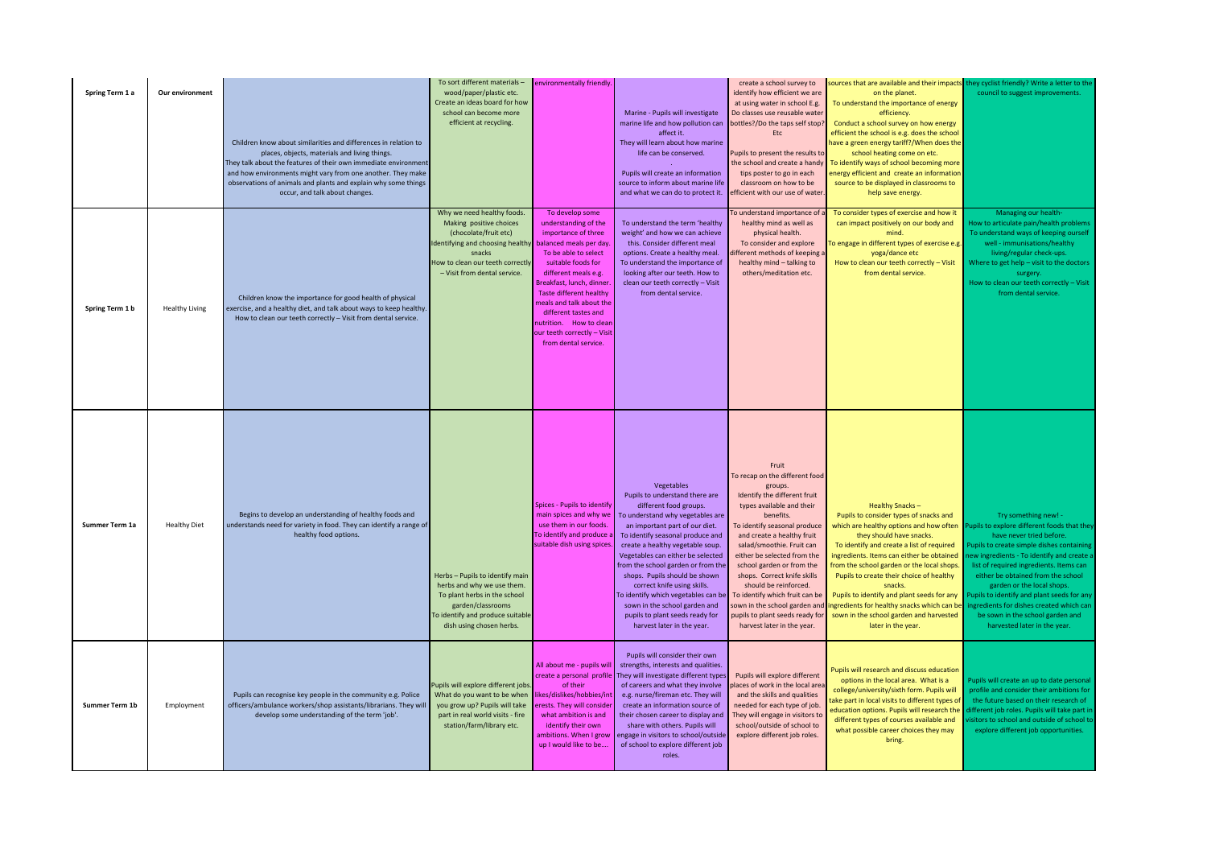| | | | | | | | | |
|---|---|---|---|---|---|---|---|---|
| Spring Term 1 a | Our environment | Children know about similarities and differences in relation to places, objects, materials and living things. They talk about the features of their own immediate environment and how environments might vary from one another. They make observations of animals and plants and explain why some things occur, and talk about changes. | To sort different materials – wood/paper/plastic etc. Create an ideas board for how school can become more efficient at recycling. | environmentally friendly. | Marine - Pupils will investigate marine life and how pollution can affect it. They will learn about how marine life can be conserved. . Pupils will create an information source to inform about marine life and what we can do to protect it. | create a school survey to identify how efficient we are at using water in school E.g. Do classes use reusable water bottles?/Do the taps self stop? Etc Pupils to present the results to the school and create a handy tips poster to go in each classroom on how to be efficient with our use of water. | sources that are available and their impacts on the planet. To understand the importance of energy efficiency. Conduct a school survey on how energy efficient the school is e.g. does the school have a green energy tariff?/When does the school heating come on etc. To identify ways of school becoming more energy efficient and create an information source to be displayed in classrooms to help save energy. | they cyclist friendly? Write a letter to the council to suggest improvements. |
| Spring Term 1 b | Healthy Living | Children know the importance for good health of physical exercise, and a healthy diet, and talk about ways to keep healthy. How to clean our teeth correctly – Visit from dental service. | Why we need healthy foods. Making positive choices (chocolate/fruit etc) Identifying and choosing healthy snacks How to clean our teeth correctly – Visit from dental service. | To develop some understanding of the importance of three balanced meals per day. To be able to select suitable foods for different meals e.g. Breakfast, lunch, dinner. Taste different healthy meals and talk about the different tastes and nutrition. How to clean our teeth correctly – Visit from dental service. | To understand the term 'healthy weight' and how we can achieve this. Consider different meal options. Create a healthy meal. To understand the importance of looking after our teeth. How to clean our teeth correctly – Visit from dental service. | To understand importance of a healthy mind as well as physical health. To consider and explore different methods of keeping a healthy mind – talking to others/meditation etc. | To consider types of exercise and how it can impact positively on our body and mind. To engage in different types of exercise e.g. yoga/dance etc How to clean our teeth correctly – Visit from dental service. | Managing our health- How to articulate pain/health problems To understand ways of keeping ourself well - immunisations/healthy living/regular check-ups. Where to get help – visit to the doctors surgery. How to clean our teeth correctly – Visit from dental service. |
| Summer Term 1a | Healthy Diet | Begins to develop an understanding of healthy foods and understands need for variety in food. They can identify a range of healthy food options. | Herbs – Pupils to identify main herbs and why we use them. To plant herbs in the school garden/classrooms To identify and produce suitable dish using chosen herbs. | Spices - Pupils to identify main spices and why we use them in our foods. To identify and produce a suitable dish using spices. | Vegetables Pupils to understand there are different food groups. To understand why vegetables are an important part of our diet. To identify seasonal produce and create a healthy vegetable soup. Vegetables can either be selected from the school garden or from the shops. Pupils should be shown correct knife using skills. To identify which vegetables can be sown in the school garden and pupils to plant seeds ready for harvest later in the year. | Fruit To recap on the different food groups. Identify the different fruit types available and their benefits. To identify seasonal produce and create a healthy fruit salad/smoothie. Fruit can either be selected from the school garden or from the shops. Correct knife skills should be reinforced. To identify which fruit can be sown in the school garden and pupils to plant seeds ready for harvest later in the year. | Healthy Snacks – Pupils to consider types of snacks and which are healthy options and how often they should have snacks. To identify and create a list of required ingredients. Items can either be obtained from the school garden or the local shops. Pupils to create their choice of healthy snacks. Pupils to identify and plant seeds for any ingredients for healthy snacks which can be sown in the school garden and harvested later in the year. | Try something new! - Pupils to explore different foods that they have never tried before. Pupils to create simple dishes containing new ingredients - To identify and create a list of required ingredients. Items can either be obtained from the school garden or the local shops. Pupils to identify and plant seeds for any ingredients for dishes created which can be sown in the school garden and harvested later in the year. |
| Summer Term 1b | Employment | Pupils can recognise key people in the community e.g. Police officers/ambulance workers/shop assistants/librarians. They will develop some understanding of the term 'job'. | Pupils will explore different jobs. What do you want to be when you grow up? Pupils will take part in real world visits - fire station/farm/library etc. | All about me - pupils will create a personal profile of their likes/dislikes/hobbies/interests. They will consider what ambition is and identify their own ambitions. When I grow up I would like to be…. | Pupils will consider their own strengths, interests and qualities. They will investigate different types of careers and what they involve e.g. nurse/fireman etc. They will create an information source of their chosen career to display and share with others. Pupils will engage in visitors to school/outside of school to explore different job roles. | Pupils will explore different places of work in the local area and the skills and qualities needed for each type of job. They will engage in visitors to school/outside of school to explore different job roles. | Pupils will research and discuss education options in the local area. What is a college/university/sixth form. Pupils will take part in local visits to different types of education options. Pupils will research the different types of courses available and what possible career choices they may bring. | Pupils will create an up to date personal profile and consider their ambitions for the future based on their research of different job roles. Pupils will take part in visitors to school and outside of school to explore different job opportunities. |